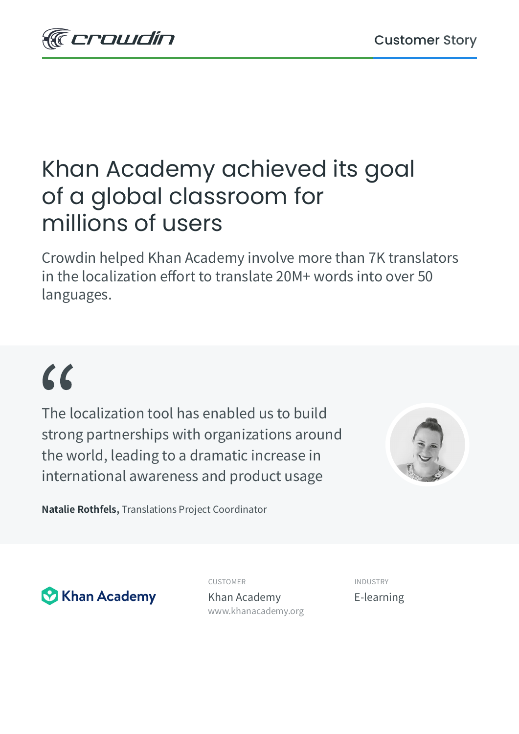crowdin

Customer Story

# Khan Academy achieved its goal of a global classroom for millions of users

Crowdin helped Khan Academy involve more than 7K translators in the localization effort to translate 20M+ words into over 50 languages.

> The localization tool has enabled us to build strong partnerships with organizations around the world, leading to a dramatic increase in international awareness and product usage

**Natalie Rothfels,** Translations Project Coordinator

Khan Academy

CUSTOMER
Khan Academy
www.khanacademy.org

INDUSTRY
E-learning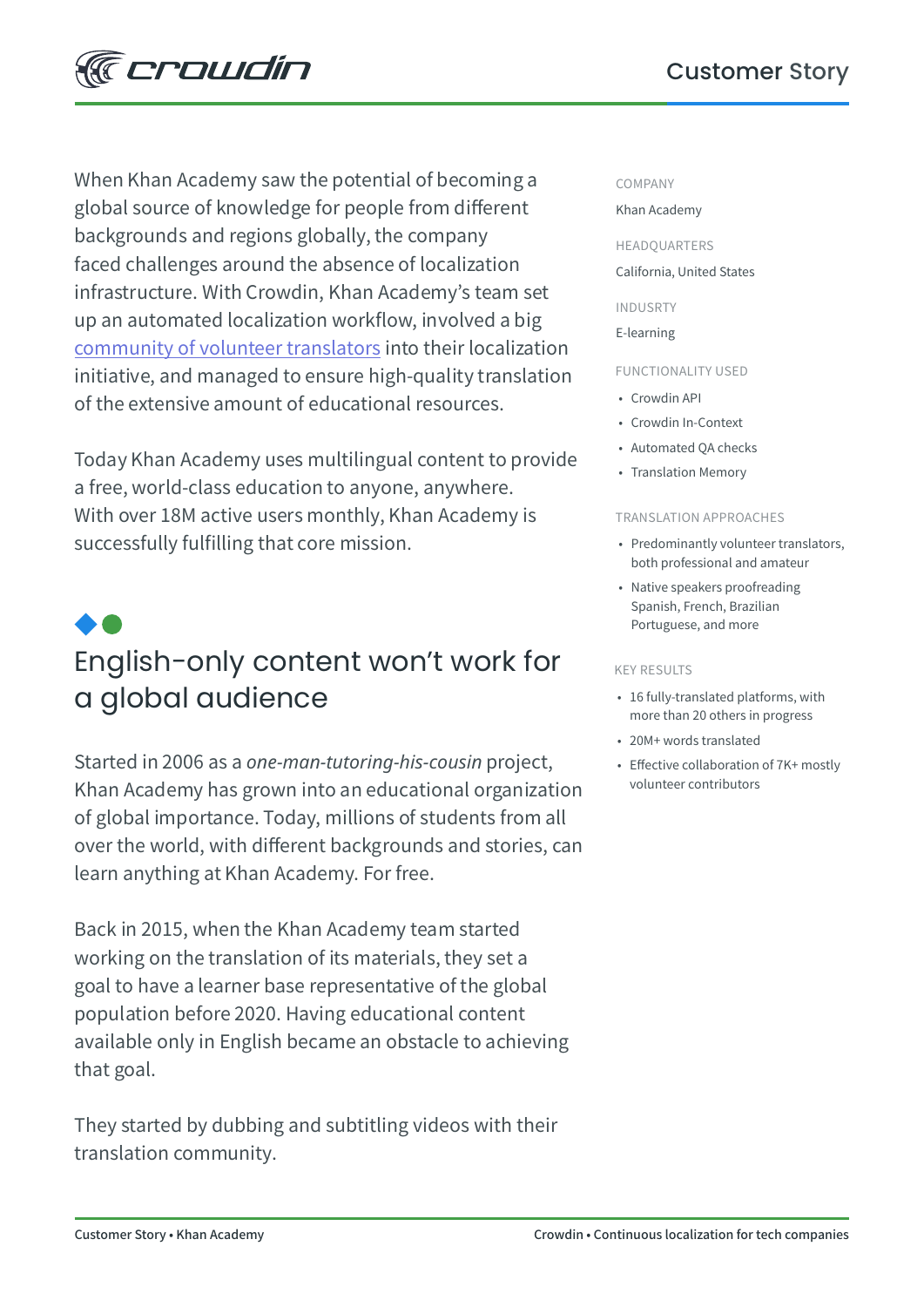When Khan Academy saw the potential of becoming a global source of knowledge for people from different backgrounds and regions globally, the company faced challenges around the absence of localization infrastructure. With Crowdin, Khan Academy's team set up an automated localization workflow, involved a big community of volunteer translators into their localization initiative, and managed to ensure high-quality translation of the extensive amount of educational resources.

Today Khan Academy uses multilingual content to provide a free, world-class education to anyone, anywhere. With over 18M active users monthly, Khan Academy is successfully fulfilling that core mission.

COMPANY

Khan Academy

HEADQUARTERS

California, United States

INDUSRTY

E-learning

FUNCTIONALITY USED

- Crowdin API
- Crowdin In-Context
- Automated QA checks
- Translation Memory

TRANSLATION APPROACHES

- Predominantly volunteer translators, both professional and amateur
- Native speakers proofreading Spanish, French, Brazilian Portuguese, and more

KEY RESULTS

- 16 fully-translated platforms, with more than 20 others in progress
- 20M+ words translated
- Effective collaboration of 7K+ mostly volunteer contributors

## English-only content won't work for a global audience

Started in 2006 as a *one-man-tutoring-his-cousin* project, Khan Academy has grown into an educational organization of global importance. Today, millions of students from all over the world, with different backgrounds and stories, can learn anything at Khan Academy. For free.

Back in 2015, when the Khan Academy team started working on the translation of its materials, they set a goal to have a learner base representative of the global population before 2020. Having educational content available only in English became an obstacle to achieving that goal.

They started by dubbing and subtitling videos with their translation community.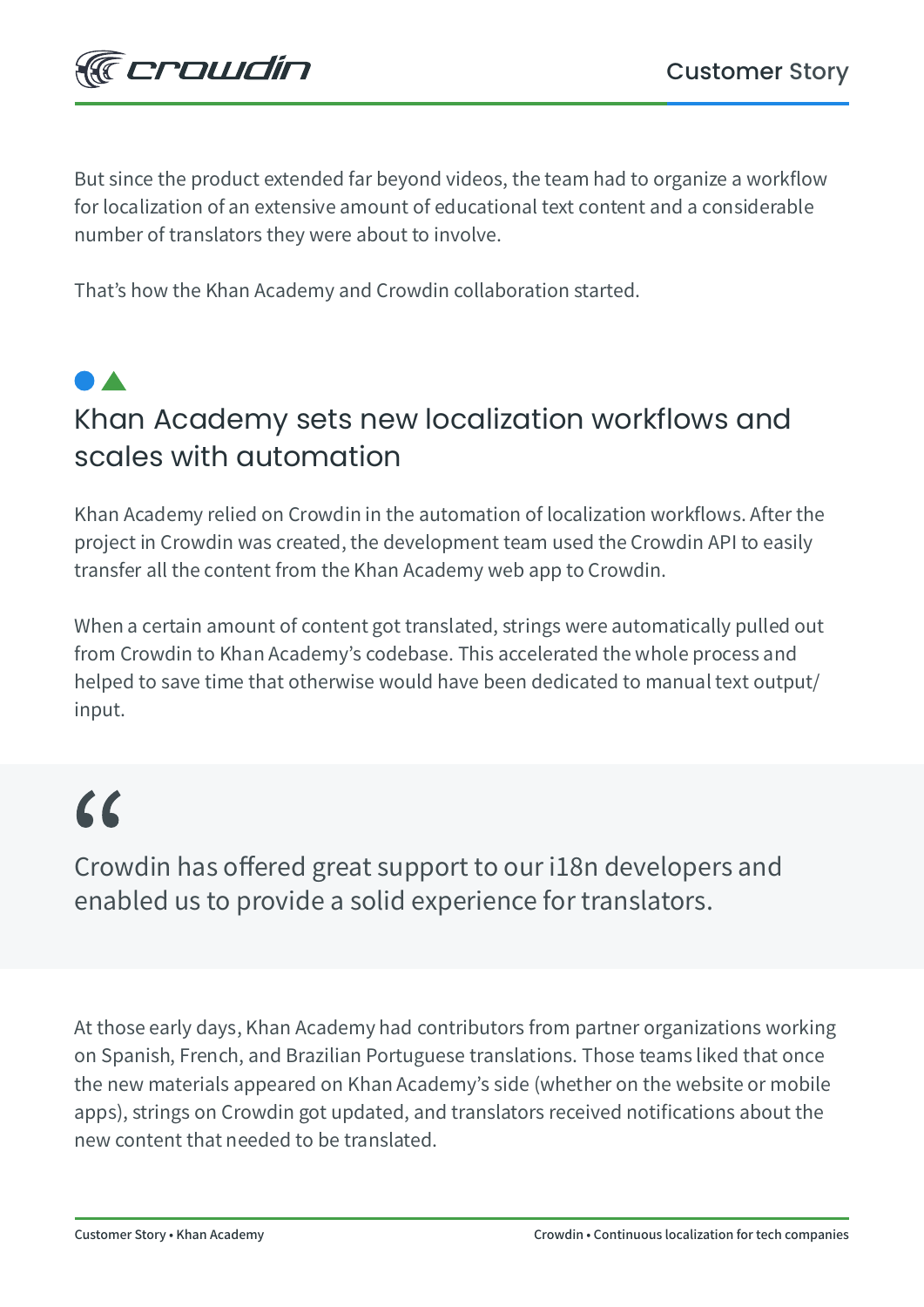But since the product extended far beyond videos, the team had to organize a workflow for localization of an extensive amount of educational text content and a considerable number of translators they were about to involve.

That's how the Khan Academy and Crowdin collaboration started.

## Khan Academy sets new localization workflows and scales with automation

Khan Academy relied on Crowdin in the automation of localization workflows. After the project in Crowdin was created, the development team used the Crowdin API to easily transfer all the content from the Khan Academy web app to Crowdin.

When a certain amount of content got translated, strings were automatically pulled out from Crowdin to Khan Academy's codebase. This accelerated the whole process and helped to save time that otherwise would have been dedicated to manual text output/input.

> Crowdin has offered great support to our i18n developers and enabled us to provide a solid experience for translators.

At those early days, Khan Academy had contributors from partner organizations working on Spanish, French, and Brazilian Portuguese translations. Those teams liked that once the new materials appeared on Khan Academy's side (whether on the website or mobile apps), strings on Crowdin got updated, and translators received notifications about the new content that needed to be translated.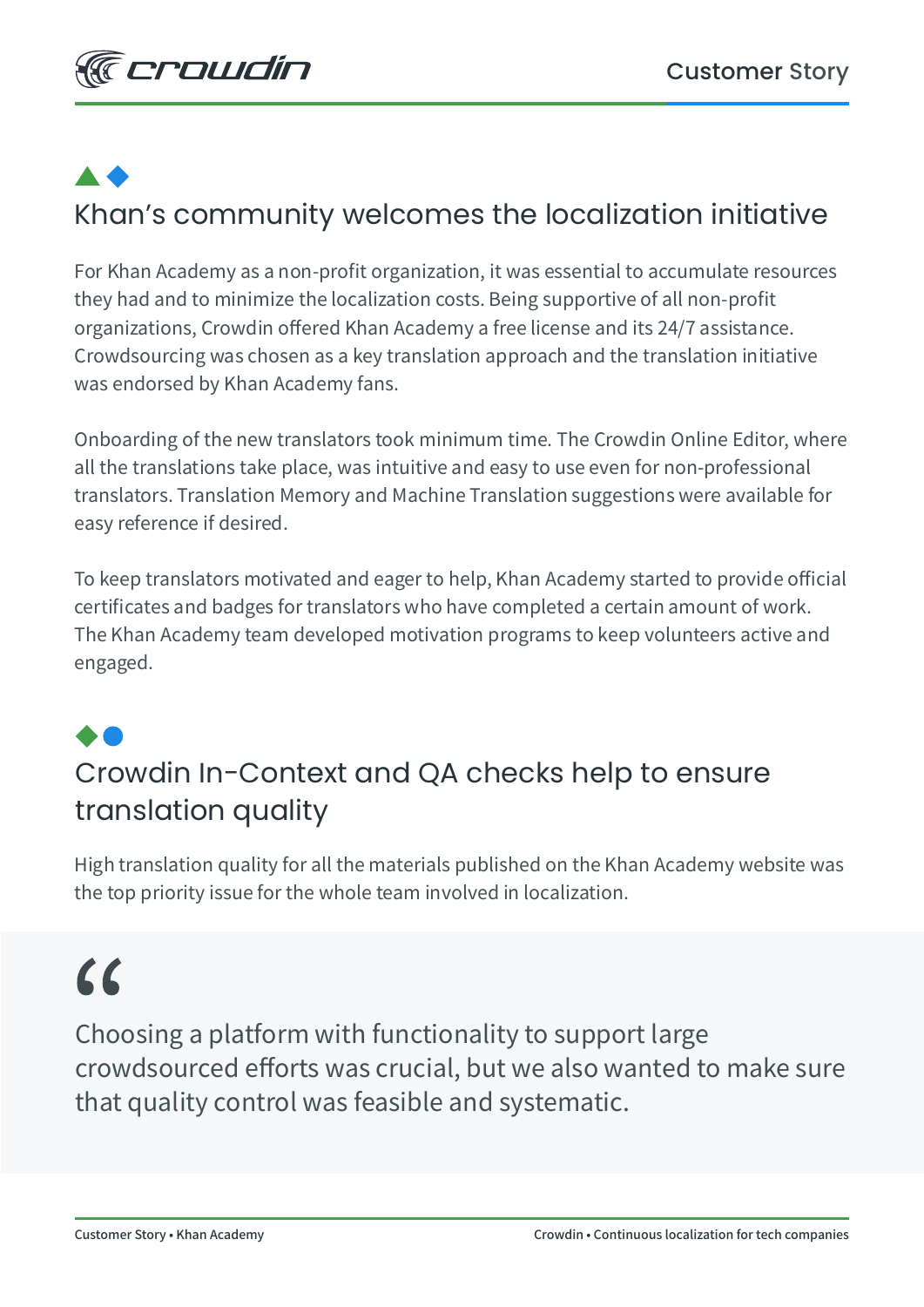## Khan's community welcomes the localization initiative

For Khan Academy as a non-profit organization, it was essential to accumulate resources they had and to minimize the localization costs. Being supportive of all non-profit organizations, Crowdin offered Khan Academy a free license and its 24/7 assistance. Crowdsourcing was chosen as a key translation approach and the translation initiative was endorsed by Khan Academy fans.

Onboarding of the new translators took minimum time. The Crowdin Online Editor, where all the translations take place, was intuitive and easy to use even for non-professional translators. Translation Memory and Machine Translation suggestions were available for easy reference if desired.

To keep translators motivated and eager to help, Khan Academy started to provide official certificates and badges for translators who have completed a certain amount of work. The Khan Academy team developed motivation programs to keep volunteers active and engaged.

## Crowdin In-Context and QA checks help to ensure translation quality

High translation quality for all the materials published on the Khan Academy website was the top priority issue for the whole team involved in localization.

> "Choosing a platform with functionality to support large crowdsourced efforts was crucial, but we also wanted to make sure that quality control was feasible and systematic.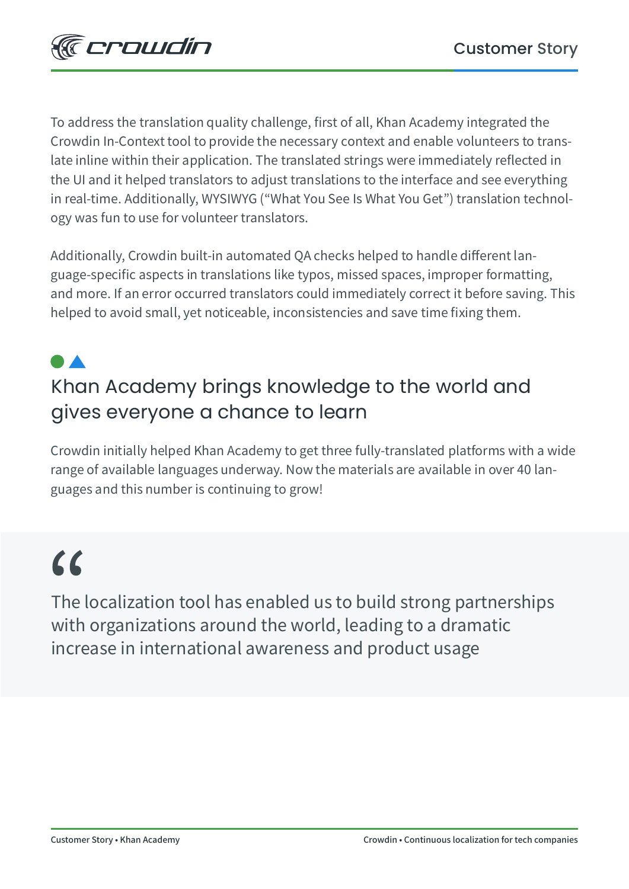To address the translation quality challenge, first of all, Khan Academy integrated the Crowdin In-Context tool to provide the necessary context and enable volunteers to translate inline within their application. The translated strings were immediately reflected in the UI and it helped translators to adjust translations to the interface and see everything in real-time. Additionally, WYSIWYG ("What You See Is What You Get") translation technology was fun to use for volunteer translators.

Additionally, Crowdin built-in automated QA checks helped to handle different language-specific aspects in translations like typos, missed spaces, improper formatting, and more. If an error occurred translators could immediately correct it before saving. This helped to avoid small, yet noticeable, inconsistencies and save time fixing them.

## Khan Academy brings knowledge to the world and gives everyone a chance to learn

Crowdin initially helped Khan Academy to get three fully-translated platforms with a wide range of available languages underway. Now the materials are available in over 40 languages and this number is continuing to grow!

> The localization tool has enabled us to build strong partnerships with organizations around the world, leading to a dramatic increase in international awareness and product usage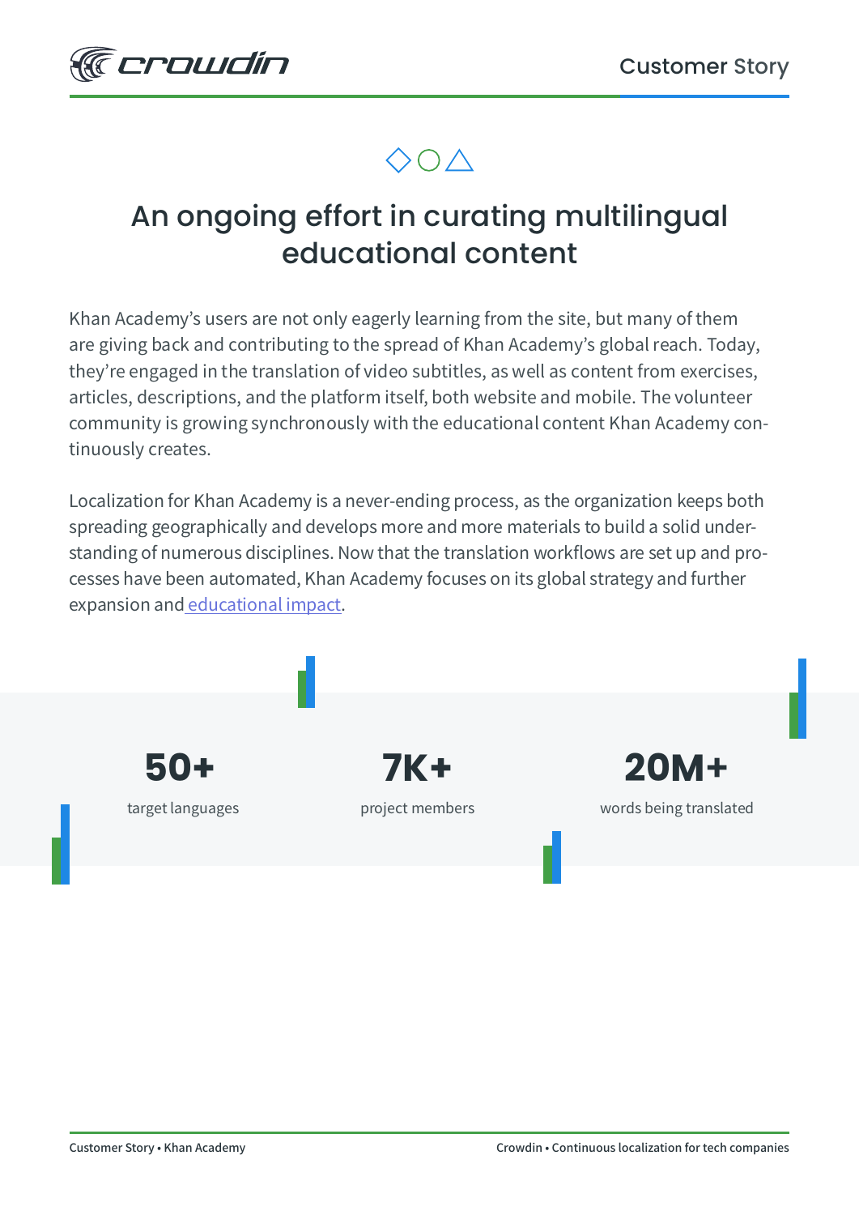# An ongoing effort in curating multilingual educational content

Khan Academy's users are not only eagerly learning from the site, but many of them are giving back and contributing to the spread of Khan Academy's global reach. Today, they're engaged in the translation of video subtitles, as well as content from exercises, articles, descriptions, and the platform itself, both website and mobile. The volunteer community is growing synchronously with the educational content Khan Academy continuously creates.

Localization for Khan Academy is a never-ending process, as the organization keeps both spreading geographically and develops more and more materials to build a solid understanding of numerous disciplines. Now that the translation workflows are set up and processes have been automated, Khan Academy focuses on its global strategy and further expansion and educational impact.

**50+**
target languages

**7K+**
project members

**20M+**
words being translated